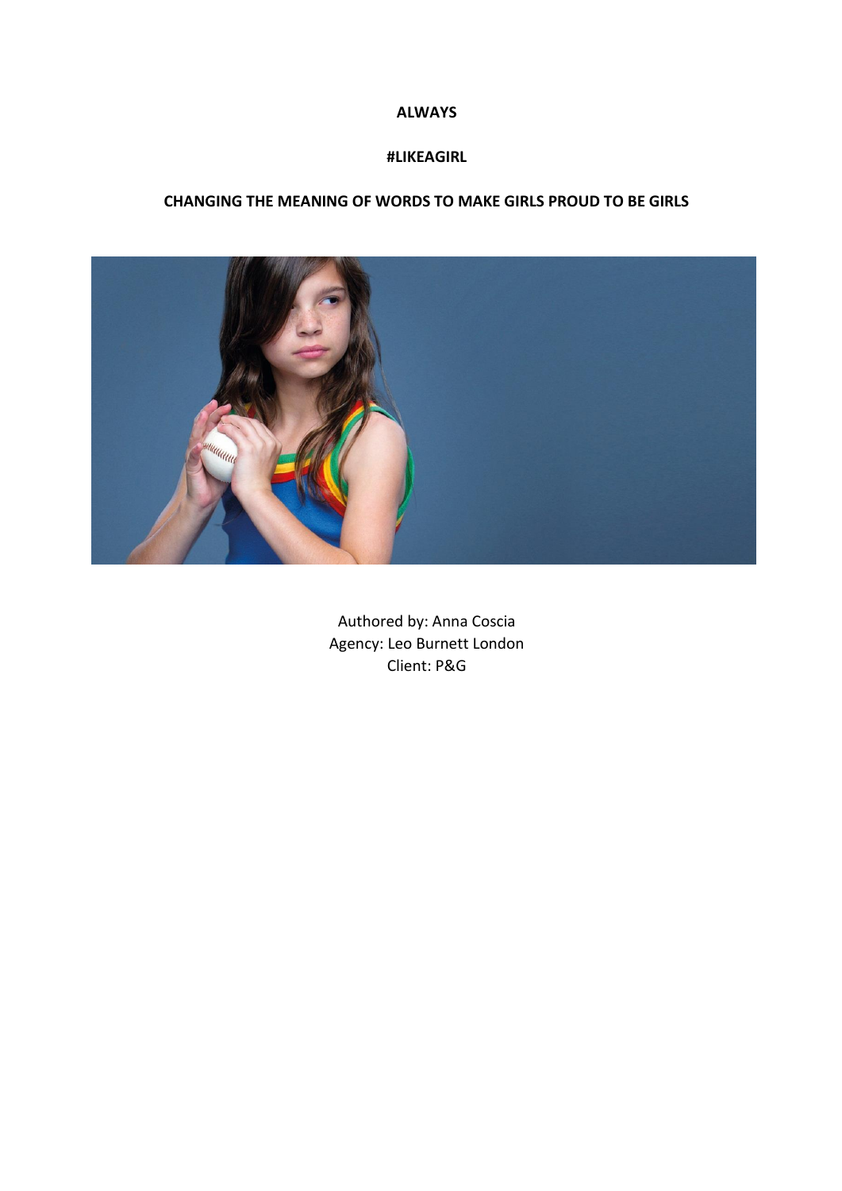**ALWAYS**

**#LIKEAGIRL**

**CHANGING THE MEANING OF WORDS TO MAKE GIRLS PROUD TO BE GIRLS**

Authored by: Anna Coscia
Agency: Leo Burnett London
Client: P&G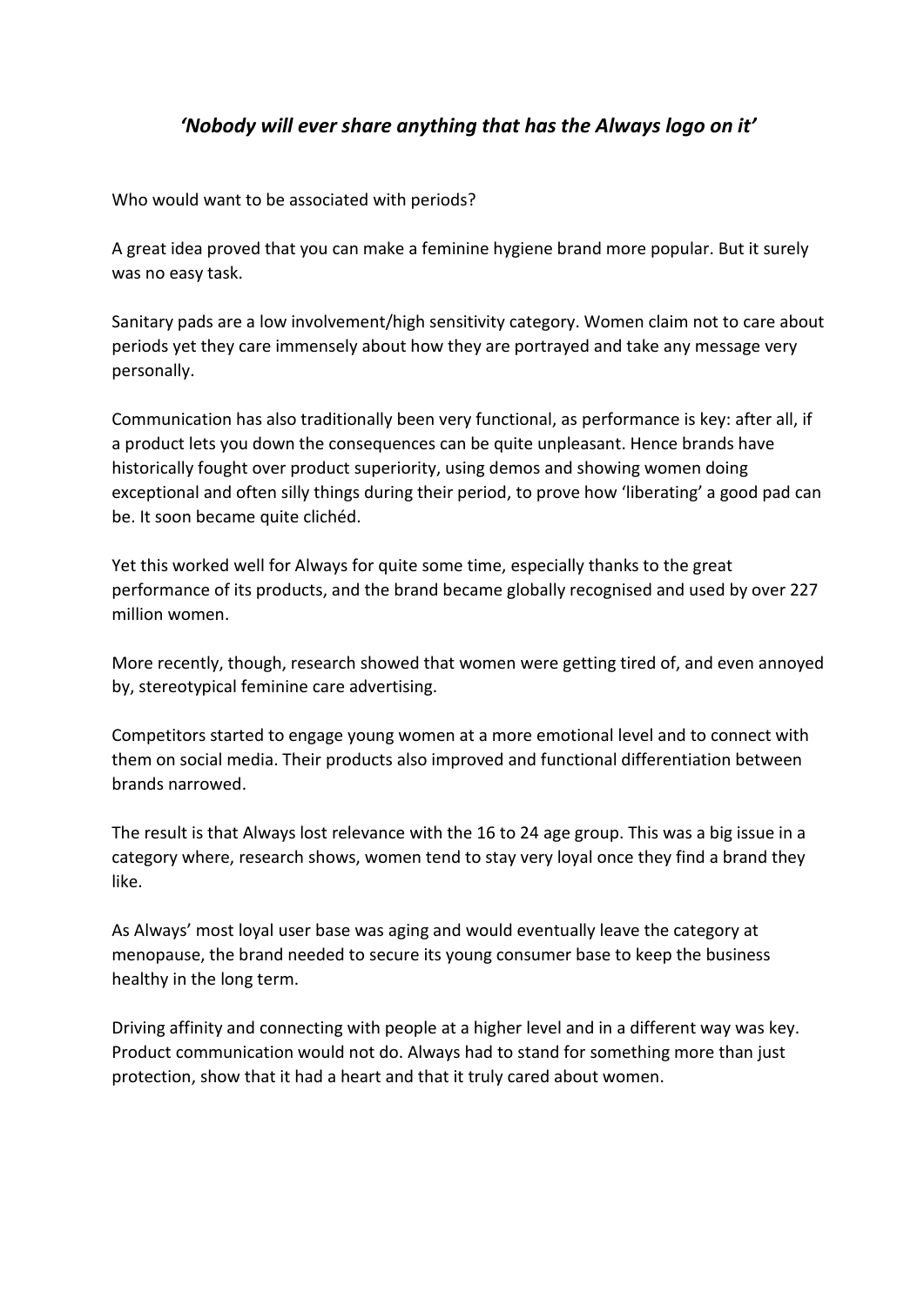## *'Nobody will ever share anything that has the Always logo on it'*

Who would want to be associated with periods?

A great idea proved that you can make a feminine hygiene brand more popular. But it surely was no easy task.

Sanitary pads are a low involvement/high sensitivity category. Women claim not to care about periods yet they care immensely about how they are portrayed and take any message very personally.

Communication has also traditionally been very functional, as performance is key: after all, if a product lets you down the consequences can be quite unpleasant. Hence brands have historically fought over product superiority, using demos and showing women doing exceptional and often silly things during their period, to prove how 'liberating' a good pad can be. It soon became quite clichéd.

Yet this worked well for Always for quite some time, especially thanks to the great performance of its products, and the brand became globally recognised and used by over 227 million women.

More recently, though, research showed that women were getting tired of, and even annoyed by, stereotypical feminine care advertising.

Competitors started to engage young women at a more emotional level and to connect with them on social media. Their products also improved and functional differentiation between brands narrowed.

The result is that Always lost relevance with the 16 to 24 age group. This was a big issue in a category where, research shows, women tend to stay very loyal once they find a brand they like.

As Always' most loyal user base was aging and would eventually leave the category at menopause, the brand needed to secure its young consumer base to keep the business healthy in the long term.

Driving affinity and connecting with people at a higher level and in a different way was key. Product communication would not do. Always had to stand for something more than just protection, show that it had a heart and that it truly cared about women.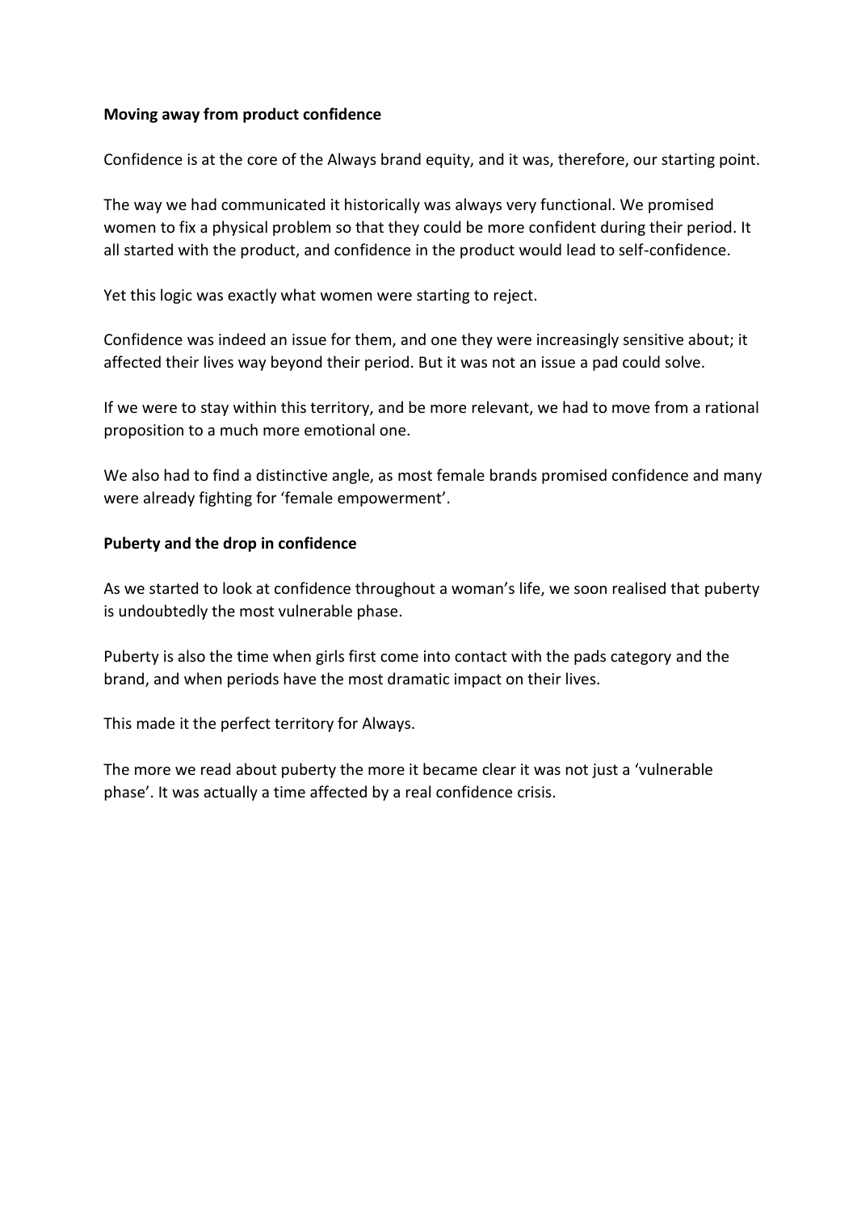**Moving away from product confidence**

Confidence is at the core of the Always brand equity, and it was, therefore, our starting point.

The way we had communicated it historically was always very functional. We promised women to fix a physical problem so that they could be more confident during their period. It all started with the product, and confidence in the product would lead to self-confidence.

Yet this logic was exactly what women were starting to reject.

Confidence was indeed an issue for them, and one they were increasingly sensitive about; it affected their lives way beyond their period. But it was not an issue a pad could solve.

If we were to stay within this territory, and be more relevant, we had to move from a rational proposition to a much more emotional one.

We also had to find a distinctive angle, as most female brands promised confidence and many were already fighting for 'female empowerment'.

**Puberty and the drop in confidence**

As we started to look at confidence throughout a woman's life, we soon realised that puberty is undoubtedly the most vulnerable phase.

Puberty is also the time when girls first come into contact with the pads category and the brand, and when periods have the most dramatic impact on their lives.

This made it the perfect territory for Always.

The more we read about puberty the more it became clear it was not just a 'vulnerable phase'. It was actually a time affected by a real confidence crisis.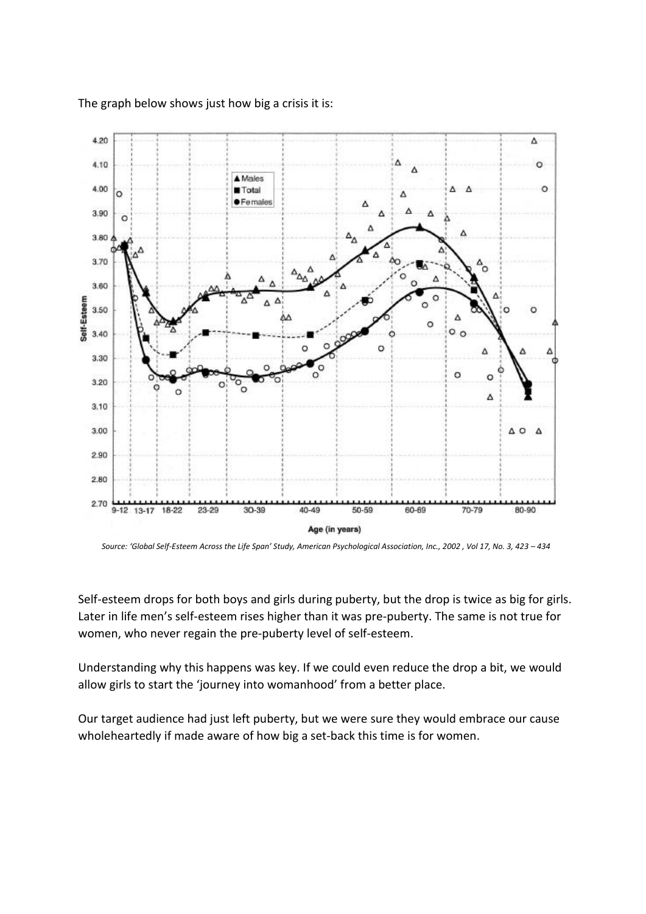The graph below shows just how big a crisis it is:

*Source: 'Global Self-Esteem Across the Life Span' Study, American Psychological Association, Inc., 2002 , Vol 17, No. 3, 423 – 434*

Self-esteem drops for both boys and girls during puberty, but the drop is twice as big for girls. Later in life men's self-esteem rises higher than it was pre-puberty. The same is not true for women, who never regain the pre-puberty level of self-esteem.

Understanding why this happens was key. If we could even reduce the drop a bit, we would allow girls to start the 'journey into womanhood' from a better place.

Our target audience had just left puberty, but we were sure they would embrace our cause wholeheartedly if made aware of how big a set-back this time is for women.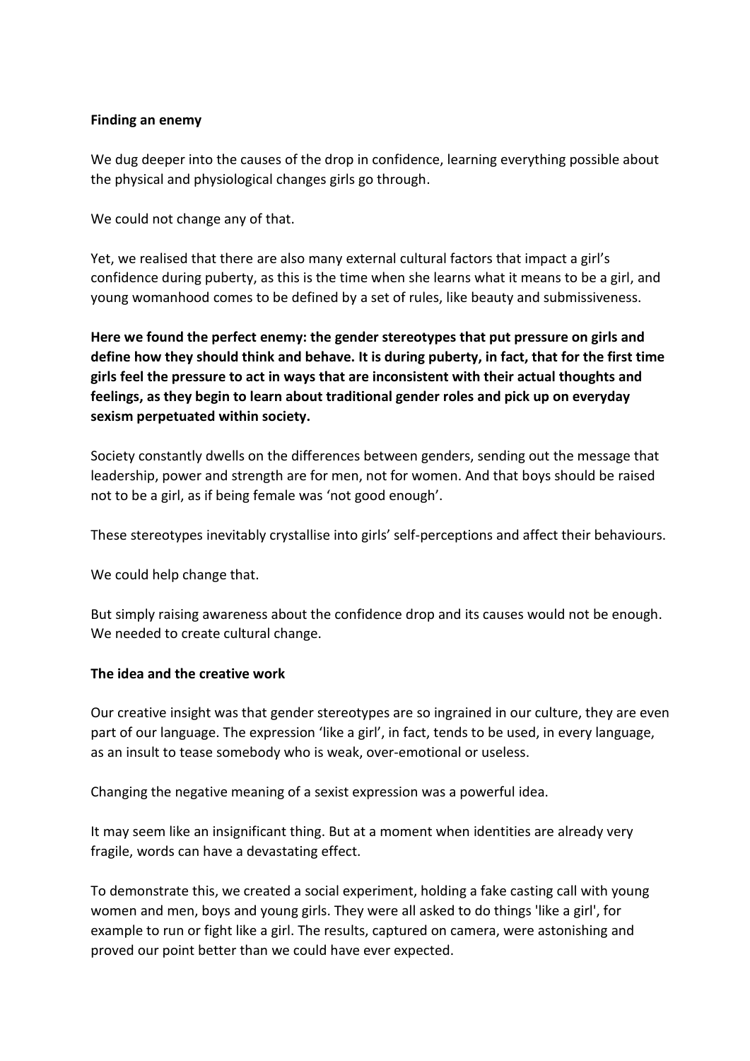**Finding an enemy**

We dug deeper into the causes of the drop in confidence, learning everything possible about the physical and physiological changes girls go through.

We could not change any of that.

Yet, we realised that there are also many external cultural factors that impact a girl's confidence during puberty, as this is the time when she learns what it means to be a girl, and young womanhood comes to be defined by a set of rules, like beauty and submissiveness.

**Here we found the perfect enemy: the gender stereotypes that put pressure on girls and define how they should think and behave. It is during puberty, in fact, that for the first time girls feel the pressure to act in ways that are inconsistent with their actual thoughts and feelings, as they begin to learn about traditional gender roles and pick up on everyday sexism perpetuated within society.**

Society constantly dwells on the differences between genders, sending out the message that leadership, power and strength are for men, not for women. And that boys should be raised not to be a girl, as if being female was 'not good enough'.

These stereotypes inevitably crystallise into girls' self-perceptions and affect their behaviours.

We could help change that.

But simply raising awareness about the confidence drop and its causes would not be enough. We needed to create cultural change.

**The idea and the creative work**

Our creative insight was that gender stereotypes are so ingrained in our culture, they are even part of our language. The expression 'like a girl', in fact, tends to be used, in every language, as an insult to tease somebody who is weak, over-emotional or useless.

Changing the negative meaning of a sexist expression was a powerful idea.

It may seem like an insignificant thing. But at a moment when identities are already very fragile, words can have a devastating effect.

To demonstrate this, we created a social experiment, holding a fake casting call with young women and men, boys and young girls. They were all asked to do things 'like a girl', for example to run or fight like a girl. The results, captured on camera, were astonishing and proved our point better than we could have ever expected.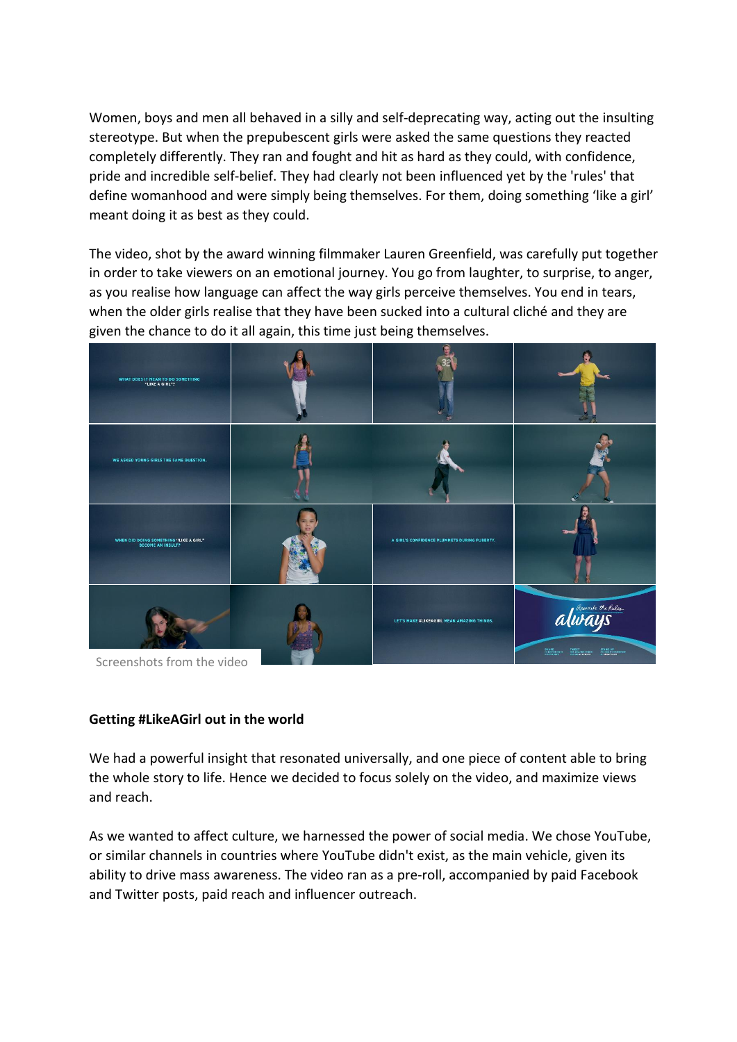Women, boys and men all behaved in a silly and self-deprecating way, acting out the insulting stereotype. But when the prepubescent girls were asked the same questions they reacted completely differently. They ran and fought and hit as hard as they could, with confidence, pride and incredible self-belief. They had clearly not been influenced yet by the 'rules' that define womanhood and were simply being themselves. For them, doing something 'like a girl' meant doing it as best as they could.

The video, shot by the award winning filmmaker Lauren Greenfield, was carefully put together in order to take viewers on an emotional journey. You go from laughter, to surprise, to anger, as you realise how language can affect the way girls perceive themselves. You end in tears, when the older girls realise that they have been sucked into a cultural cliché and they are given the chance to do it all again, this time just being themselves.

Screenshots from the video

**Getting #LikeAGirl out in the world**

We had a powerful insight that resonated universally, and one piece of content able to bring the whole story to life. Hence we decided to focus solely on the video, and maximize views and reach.

As we wanted to affect culture, we harnessed the power of social media. We chose YouTube, or similar channels in countries where YouTube didn't exist, as the main vehicle, given its ability to drive mass awareness. The video ran as a pre-roll, accompanied by paid Facebook and Twitter posts, paid reach and influencer outreach.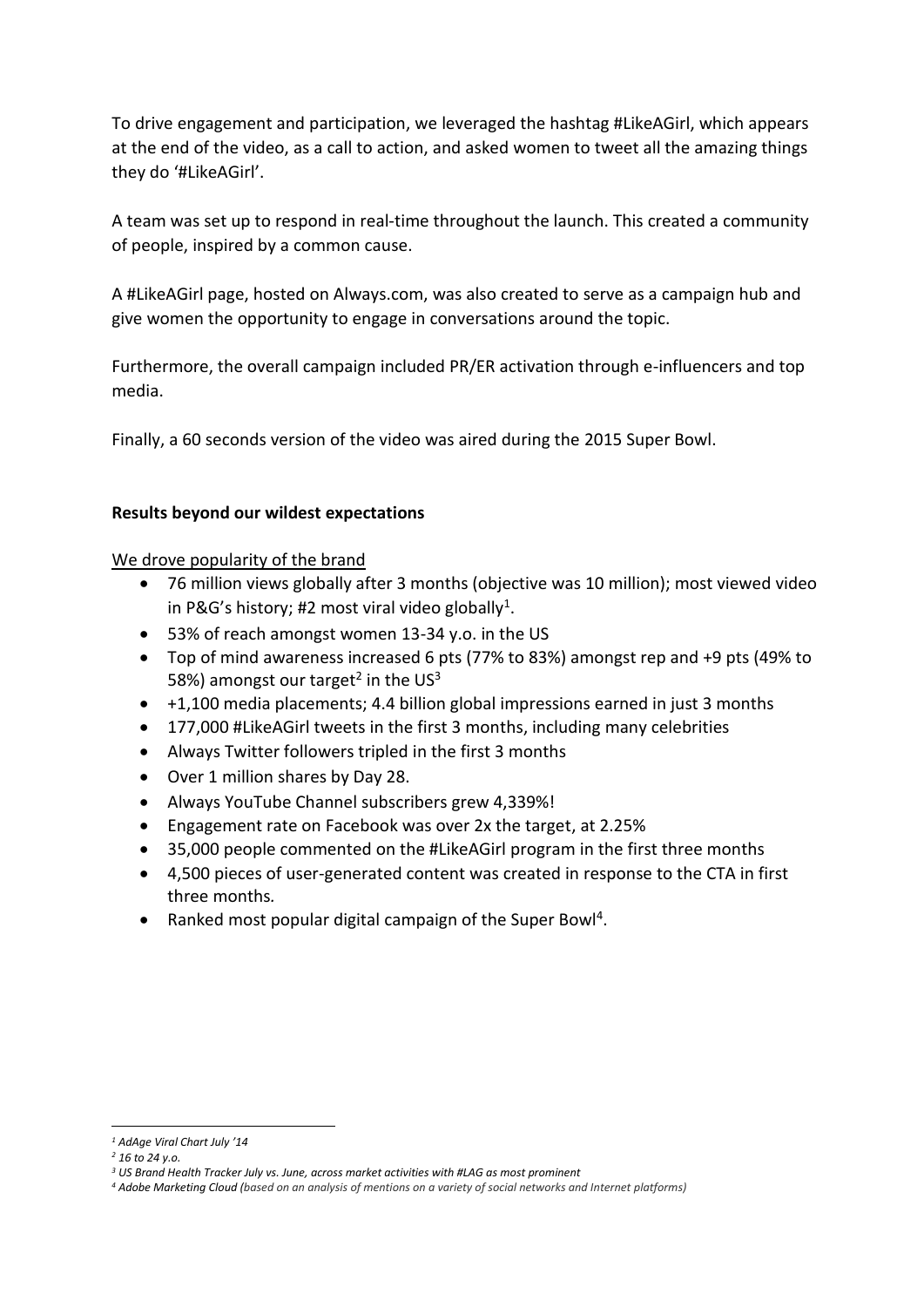To drive engagement and participation, we leveraged the hashtag #LikeAGirl, which appears at the end of the video, as a call to action, and asked women to tweet all the amazing things they do '#LikeAGirl'.

A team was set up to respond in real-time throughout the launch. This created a community of people, inspired by a common cause.

A #LikeAGirl page, hosted on Always.com, was also created to serve as a campaign hub and give women the opportunity to engage in conversations around the topic.

Furthermore, the overall campaign included PR/ER activation through e-influencers and top media.

Finally, a 60 seconds version of the video was aired during the 2015 Super Bowl.

**Results beyond our wildest expectations**

<u>We drove popularity of the brand</u>

- 76 million views globally after 3 months (objective was 10 million); most viewed video in P&G's history; #2 most viral video globally[1].
- 53% of reach amongst women 13-34 y.o. in the US
- Top of mind awareness increased 6 pts (77% to 83%) amongst rep and +9 pts (49% to 58%) amongst our target[2] in the US[3]
- +1,100 media placements; 4.4 billion global impressions earned in just 3 months
- 177,000 #LikeAGirl tweets in the first 3 months, including many celebrities
- Always Twitter followers tripled in the first 3 months
- Over 1 million shares by Day 28.
- Always YouTube Channel subscribers grew 4,339%!
- Engagement rate on Facebook was over 2x the target, at 2.25%
- 35,000 people commented on the #LikeAGirl program in the first three months
- 4,500 pieces of user-generated content was created in response to the CTA in first three months.
- Ranked most popular digital campaign of the Super Bowl[4].

---

*[1] AdAge Viral Chart July '14*

*[2] 16 to 24 y.o.*

*[3] US Brand Health Tracker July vs. June, across market activities with #LAG as most prominent*

*[4] **Adobe Marketing Cloud** (based on an analysis of mentions on a variety of social networks and Internet platforms)*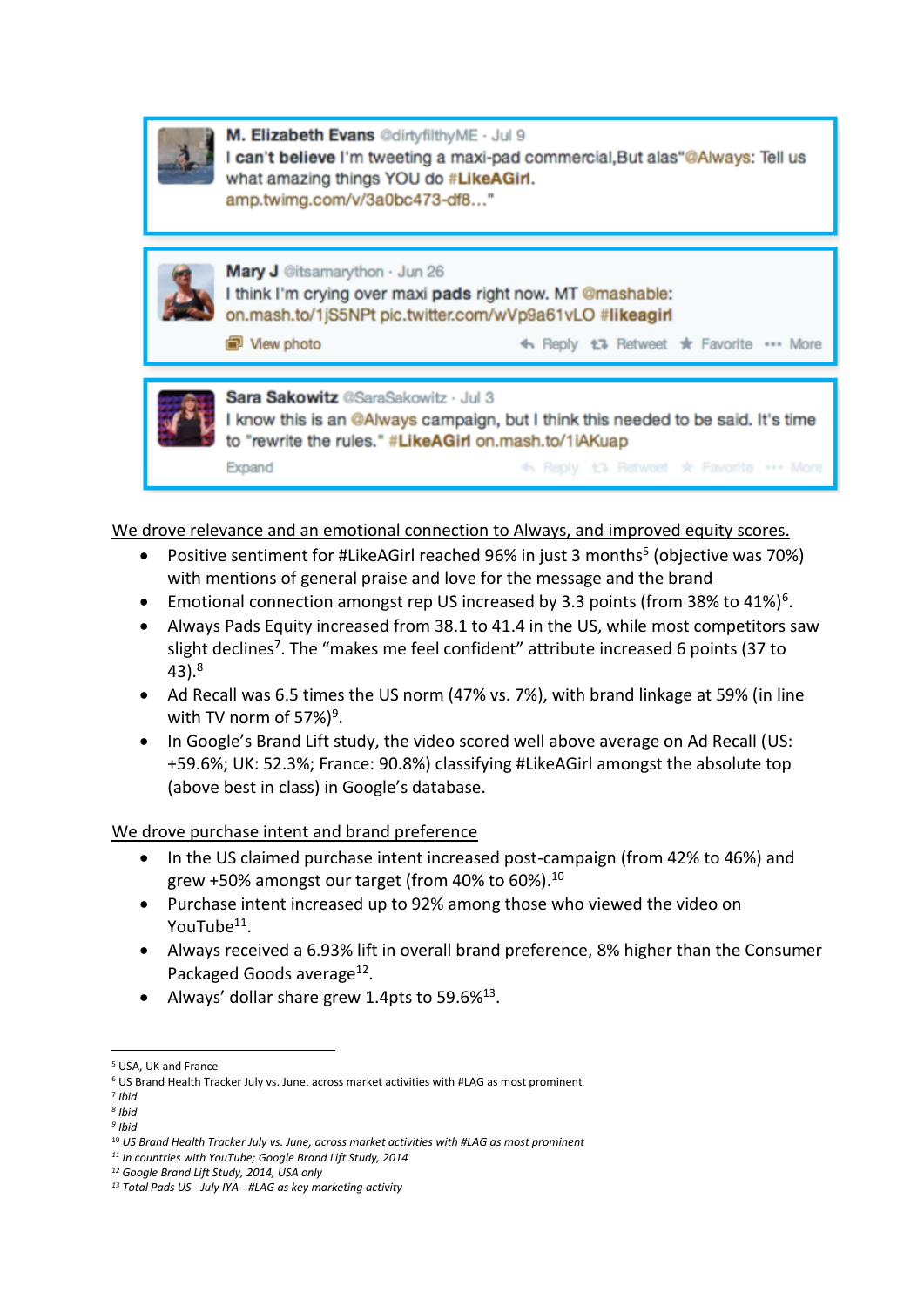> **M. Elizabeth Evans** @dirtyfilthyME · Jul 9
> I can't believe I'm tweeting a maxi-pad commercial,But alas"@Always: Tell us what amazing things YOU do #LikeAGirl. amp.twimg.com/v/3a0bc473-df8…"

> **Mary J** @itsamarython · Jun 26
> I think I'm crying over maxi pads right now. MT @mashable: on.mash.to/1jS5NPt pic.twitter.com/wVp9a61vLO #likeagirl
> View photo · Reply · Retweet · Favorite · More

> **Sara Sakowitz** @SaraSakowitz · Jul 3
> I know this is an @Always campaign, but I think this needed to be said. It's time to "rewrite the rules." #LikeAGirl on.mash.to/1iAKuap
> Expand · Reply · Retweet · Favorite · More

<u>We drove relevance and an emotional connection to Always, and improved equity scores.</u>

- Positive sentiment for #LikeAGirl reached 96% in just 3 months[5] (objective was 70%) with mentions of general praise and love for the message and the brand
- Emotional connection amongst rep US increased by 3.3 points (from 38% to 41%)[6].
- Always Pads Equity increased from 38.1 to 41.4 in the US, while most competitors saw slight declines[7]. The "makes me feel confident" attribute increased 6 points (37 to 43).[8]
- Ad Recall was 6.5 times the US norm (47% vs. 7%), with brand linkage at 59% (in line with TV norm of 57%)[9].
- In Google's Brand Lift study, the video scored well above average on Ad Recall (US: +59.6%; UK: 52.3%; France: 90.8%) classifying #LikeAGirl amongst the absolute top (above best in class) in Google's database.

<u>We drove purchase intent and brand preference</u>

- In the US claimed purchase intent increased post-campaign (from 42% to 46%) and grew +50% amongst our target (from 40% to 60%).[10]
- Purchase intent increased up to 92% among those who viewed the video on YouTube[11].
- Always received a 6.93% lift in overall brand preference, 8% higher than the Consumer Packaged Goods average[12].
- Always' dollar share grew 1.4pts to 59.6%[13].

---

[5] USA, UK and France
[6] US Brand Health Tracker July vs. June, across market activities with #LAG as most prominent
[7] *Ibid*
[8] *Ibid*
[9] *Ibid*
[10] *US Brand Health Tracker July vs. June, across market activities with #LAG as most prominent*
[11] *In countries with YouTube; Google Brand Lift Study, 2014*
[12] *Google Brand Lift Study, 2014, USA only*
[13] *Total Pads US - July IYA - #LAG as key marketing activity*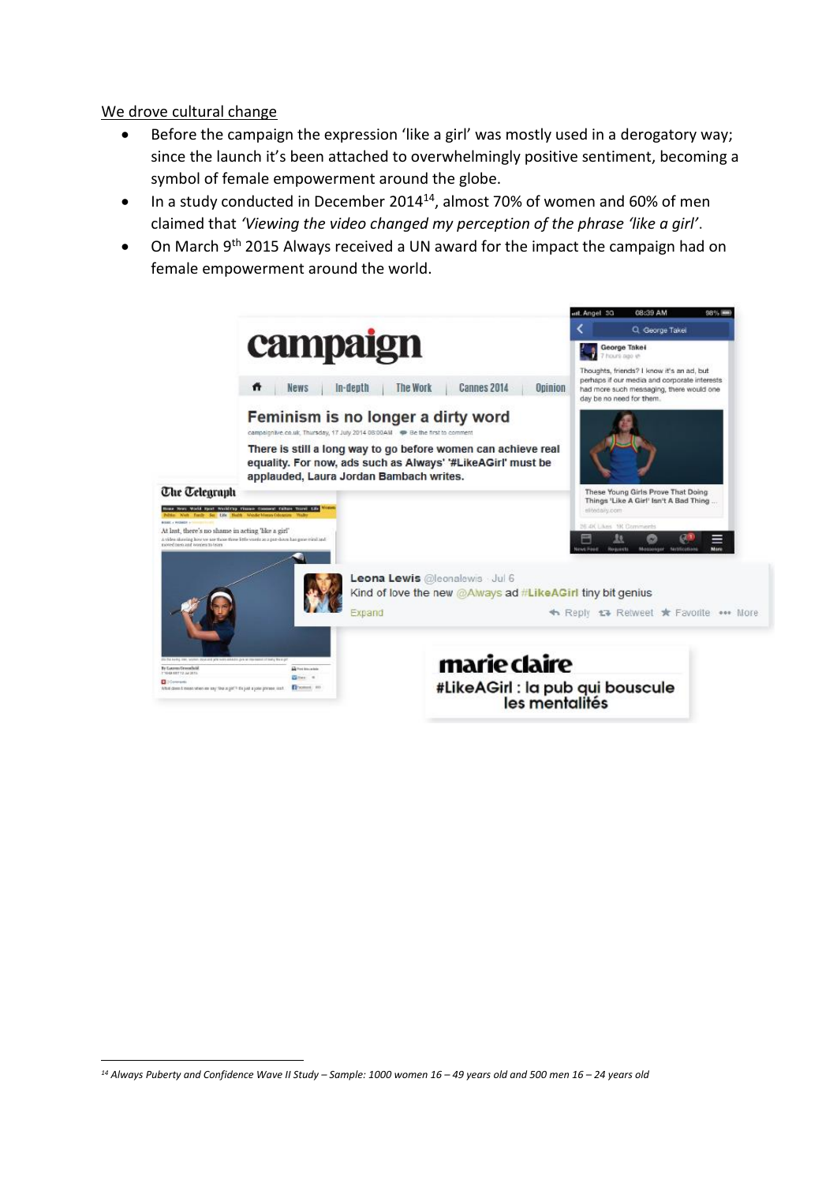<u>We drove cultural change</u>

- Before the campaign the expression ‘like a girl’ was mostly used in a derogatory way; since the launch it’s been attached to overwhelmingly positive sentiment, becoming a symbol of female empowerment around the globe.
- In a study conducted in December 2014[14], almost 70% of women and 60% of men claimed that *‘Viewing the video changed my perception of the phrase ‘like a girl’*.
- On March 9th 2015 Always received a UN award for the impact the campaign had on female empowerment around the world.

---

[14] *Always Puberty and Confidence Wave II Study – Sample: 1000 women 16 – 49 years old and 500 men 16 – 24 years old*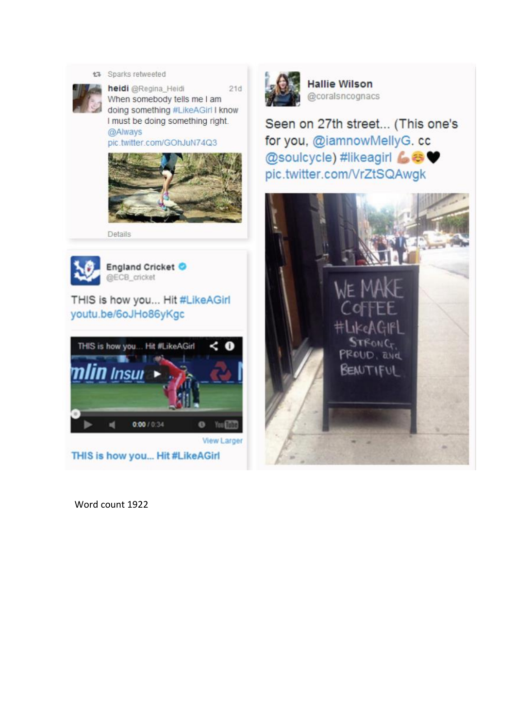Sparks retweeted

**heidi** @Regina_Heidi 21d
When somebody tells me I am doing something #LikeAGirl I know I must be doing something right. @Always pic.twitter.com/GOhJuN74Q3

Details

**England Cricket** @ECB_cricket

THIS is how you... Hit #LikeAGirl youtu.be/6oJHo86yKgc

THIS is how you... Hit #LikeAGirl

0:00 / 0:34

View Larger

THIS is how you... Hit #LikeAGirl

**Hallie Wilson** @coralsncognacs

Seen on 27th street... (This one's for you, @iamnowMellyG. cc @soulcycle) #likeagirl 💪😊🖤 pic.twitter.com/VrZtSQAwgk

WE MAKE COFFEE #LikeAGIRL STRONG, PROUD, and BEAUTIFUL

Word count 1922